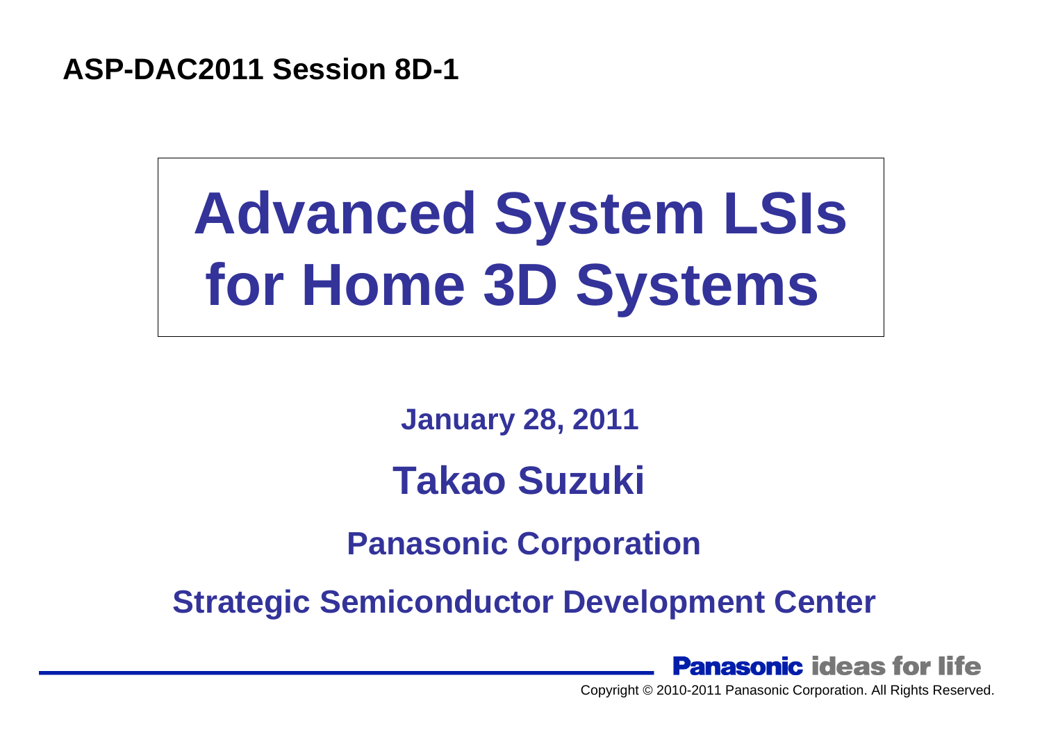ASP-DAC2011 Session 8D-1

# Advanced System LSIs for Home 3D Systems

**January 28, 2011**

**Takao Suzuki**

**Panasonic Corporation**

**Strategic Semiconductor Development Center**

Panasonic ideas for life

Copyright © 2010-2011 Panasonic Corporation. All Rights Reserved.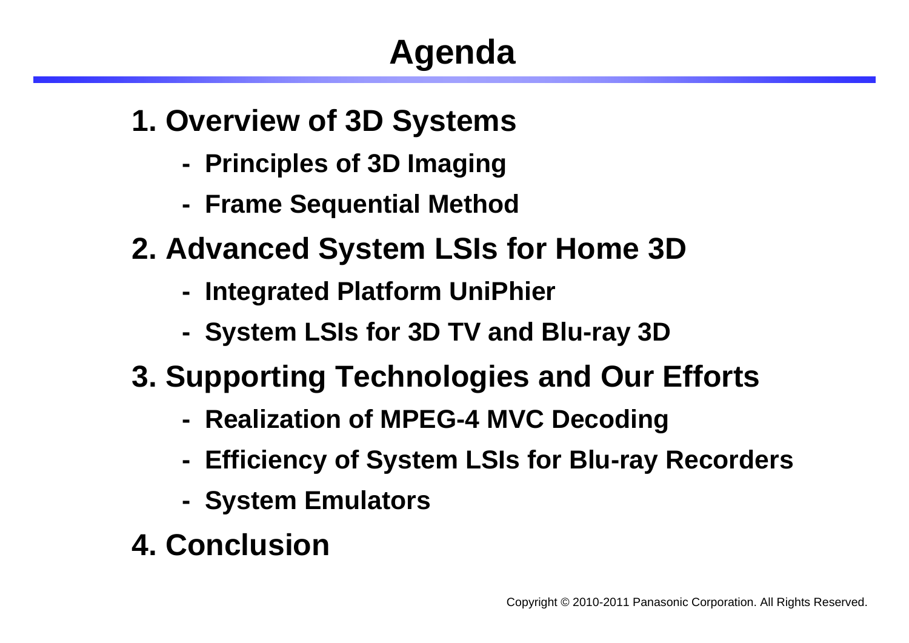# Agenda

**1. Overview of 3D Systems**

- **Principles of 3D Imaging**
- **Frame Sequential Method**

**2. Advanced System LSIs for Home 3D**

- **Integrated Platform UniPhier**
- **System LSIs for 3D TV and Blu-ray 3D**

**3. Supporting Technologies and Our Efforts**

- **Realization of MPEG-4 MVC Decoding**
- **Efficiency of System LSIs for Blu-ray Recorders**
- **System Emulators**

**4. Conclusion**

Copyright © 2010-2011 Panasonic Corporation. All Rights Reserved.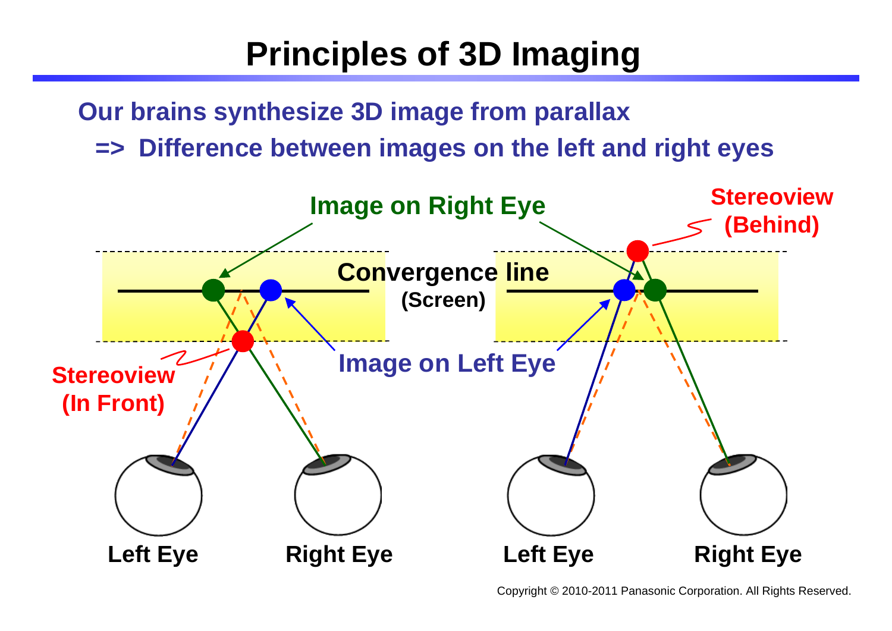# Principles of 3D Imaging

**Our brains synthesize 3D image from parallax**

**=> Difference between images on the left and right eyes**

Image on Right Eye

Stereoview (Behind)

Convergence line (Screen)

Image on Left Eye

Stereoview (In Front)

Left Eye Right Eye Left Eye Right Eye

Copyright © 2010-2011 Panasonic Corporation. All Rights Reserved.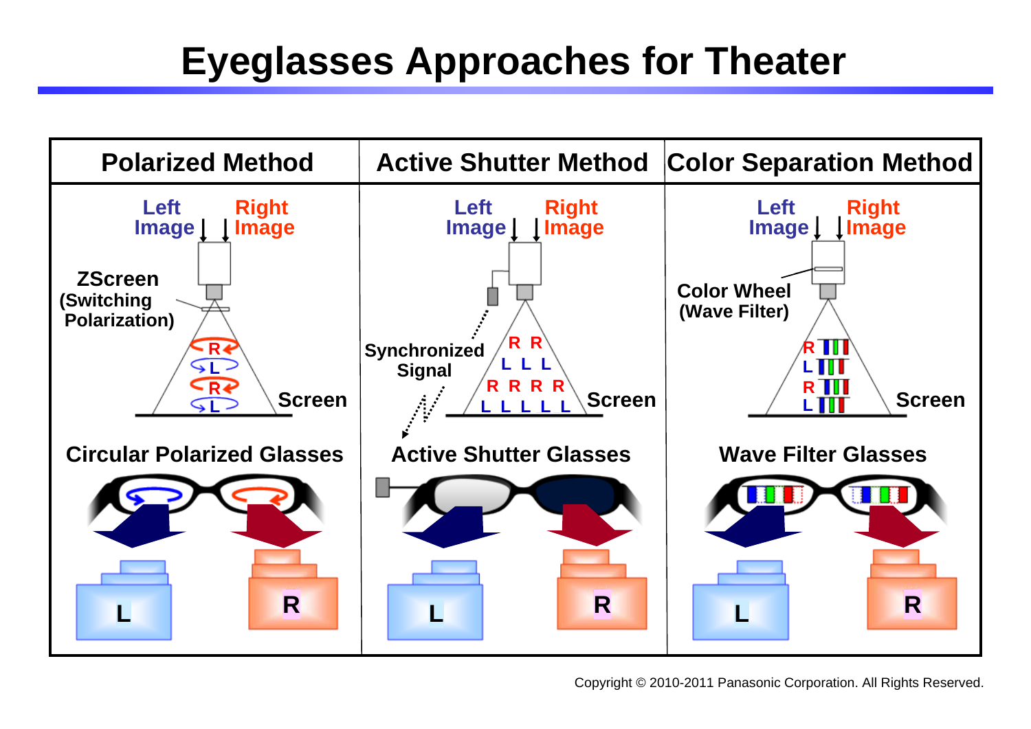# Eyeglasses Approaches for Theater

| Polarized Method | Active Shutter Method | Color Separation Method |
| --- | --- | --- |
| Left Image / Right Image | Left Image / Right Image | Left Image / Right Image |
| ZScreen (Switching Polarization) | Synchronized Signal | Color Wheel (Wave Filter) |
| Screen | Screen | Screen |
| Circular Polarized Glasses | Active Shutter Glasses | Wave Filter Glasses |
| L / R | L / R | L / R |

Copyright © 2010-2011 Panasonic Corporation. All Rights Reserved.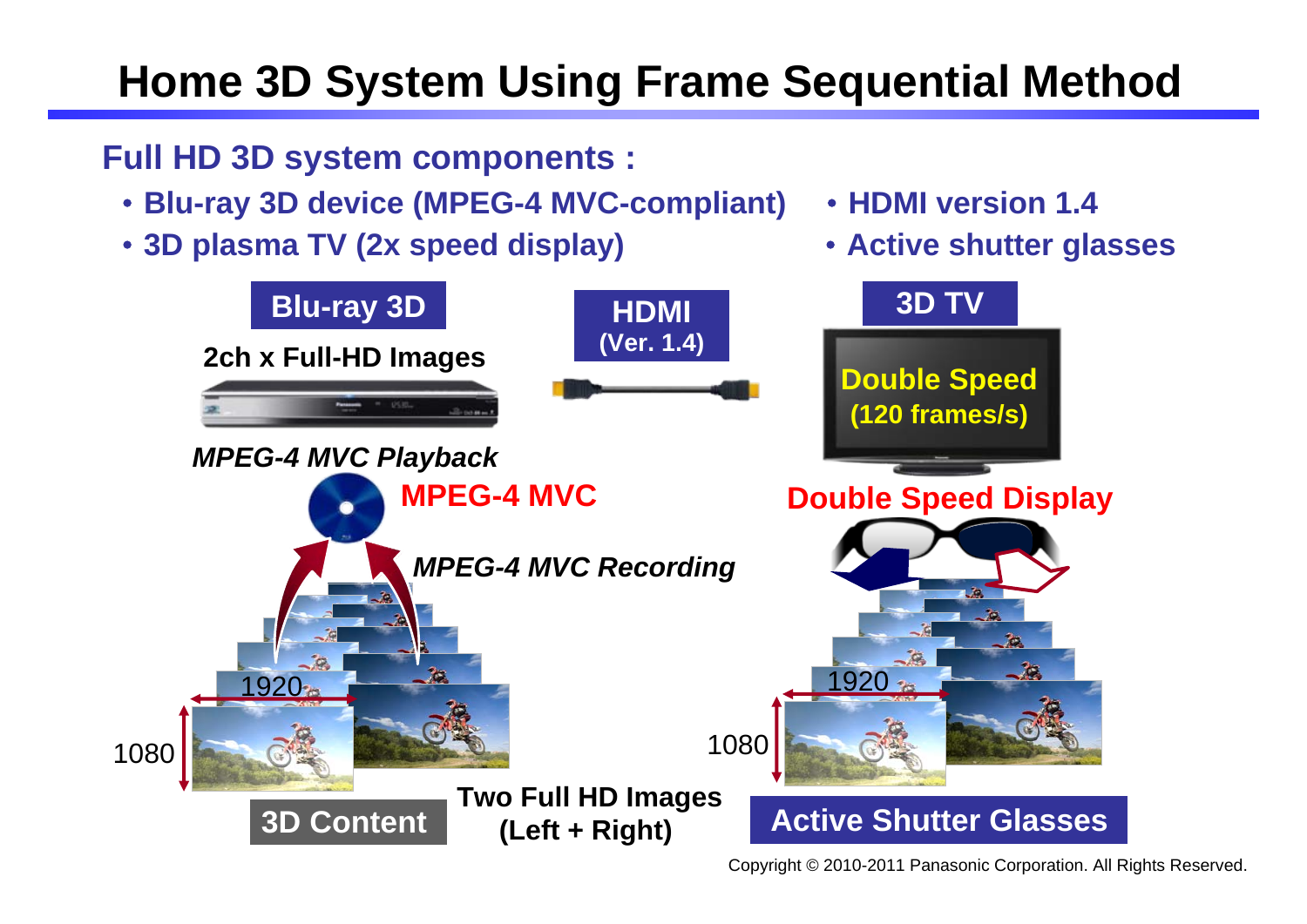# Home 3D System Using Frame Sequential Method

**Full HD 3D system components :**

- **Blu-ray 3D device (MPEG-4 MVC-compliant)**
- **3D plasma TV (2x speed display)**
- **HDMI version 1.4**
- **Active shutter glasses**

**Blu-ray 3D**

**2ch x Full-HD Images**

***MPEG-4 MVC Playback***

**MPEG-4 MVC**

***MPEG-4 MVC Recording***

**HDMI (Ver. 1.4)**

**3D TV**

**Double Speed (120 frames/s)**

**Double Speed Display**

1920

1080

**3D Content**

**Two Full HD Images (Left + Right)**

1920

1080

**Active Shutter Glasses**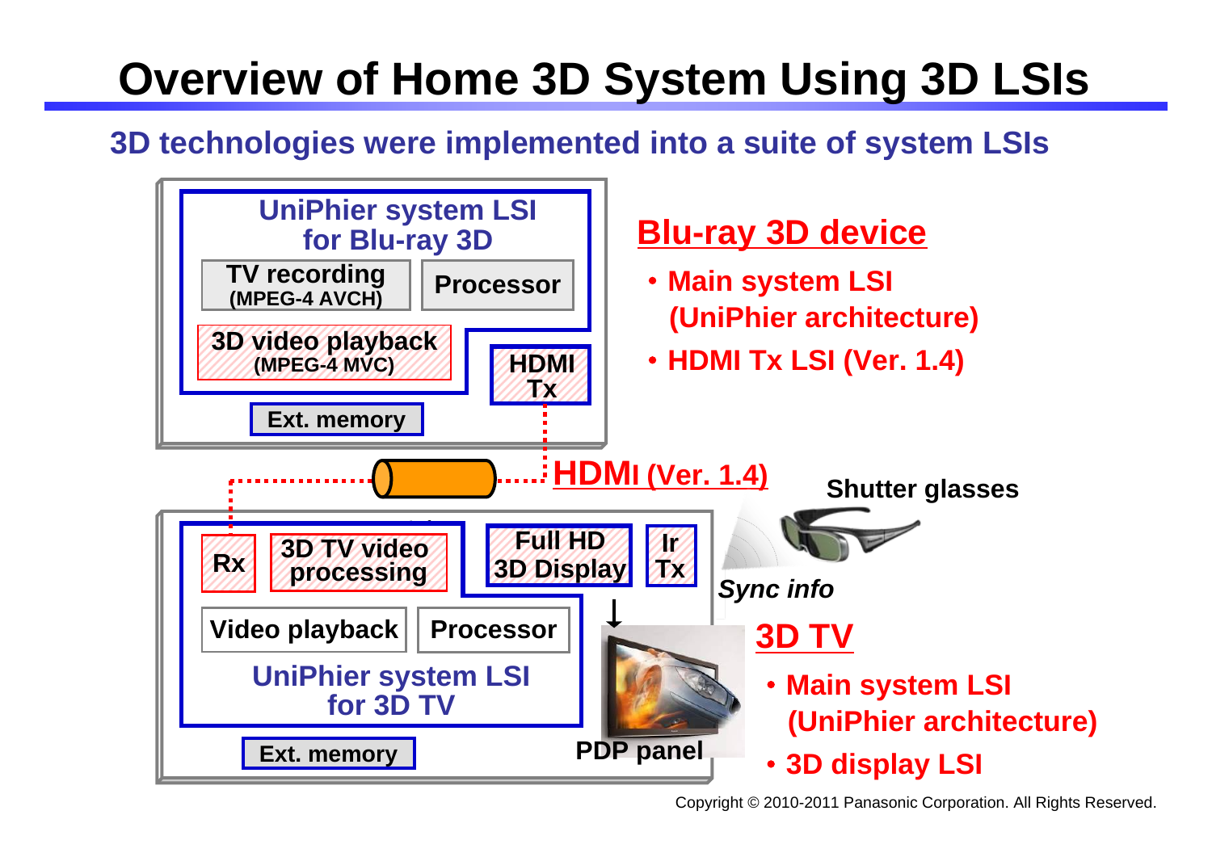# Overview of Home 3D System Using 3D LSIs

## 3D technologies were implemented into a suite of system LSIs

UniPhier system LSI for Blu-ray 3D

TV recording (MPEG-4 AVCH)

Processor

3D video playback (MPEG-4 MVC)

HDMI Tx

Ext. memory

**Blu-ray 3D device**

- Main system LSI (UniPhier architecture)
- HDMI Tx LSI (Ver. 1.4)

HDMI (Ver. 1.4)

Shutter glasses

Rx

3D TV video processing

Full HD 3D Display

Ir Tx

*Sync info*

Video playback

Processor

UniPhier system LSI for 3D TV

Ext. memory

PDP panel

**3D TV**

- Main system LSI (UniPhier architecture)
- 3D display LSI

Copyright © 2010-2011 Panasonic Corporation. All Rights Reserved.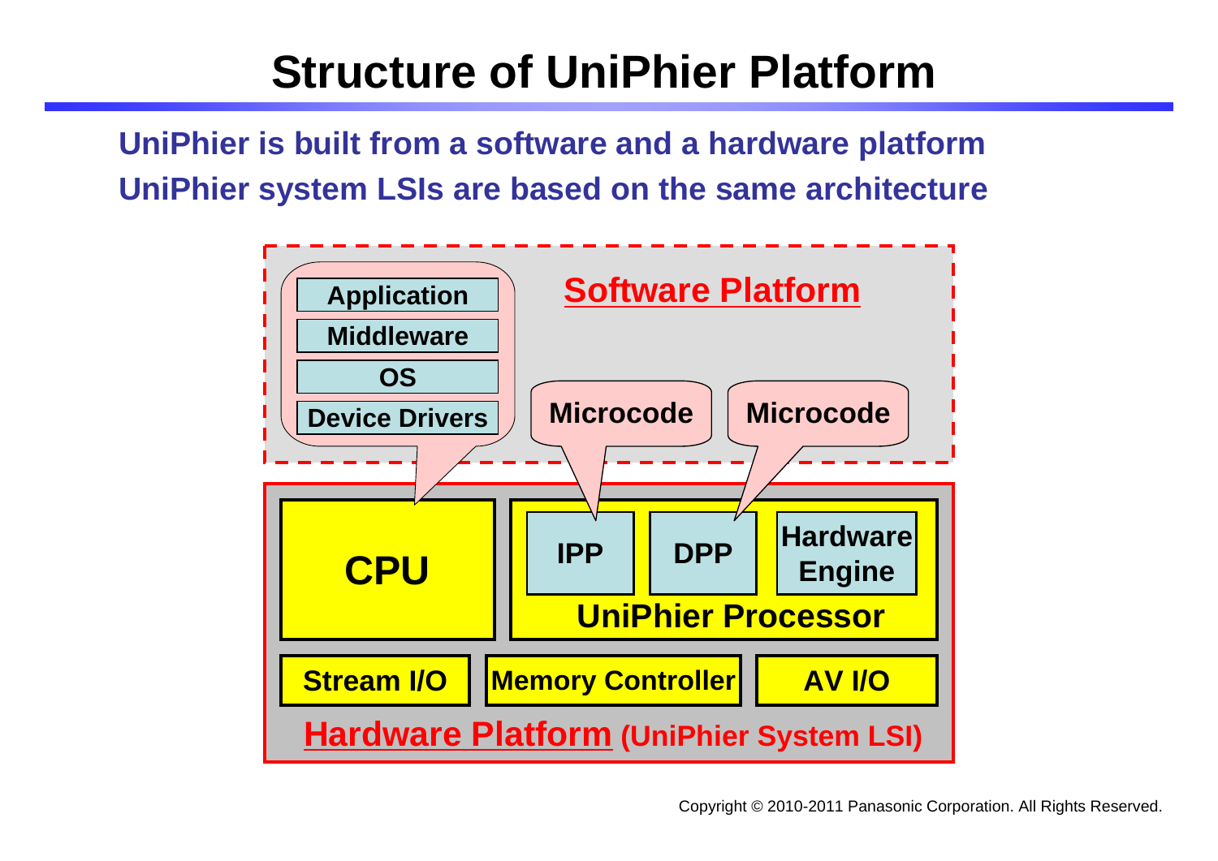# Structure of UniPhier Platform

**UniPhier is built from a software and a hardware platform**

**UniPhier system LSIs are based on the same architecture**

**Software Platform**

- Application
- Middleware
- OS
- Device Drivers

Microcode

Microcode

**Hardware Platform** (UniPhier System LSI)

- CPU
- UniPhier Processor
  - IPP
  - DPP
  - Hardware Engine
- Stream I/O
- Memory Controller
- AV I/O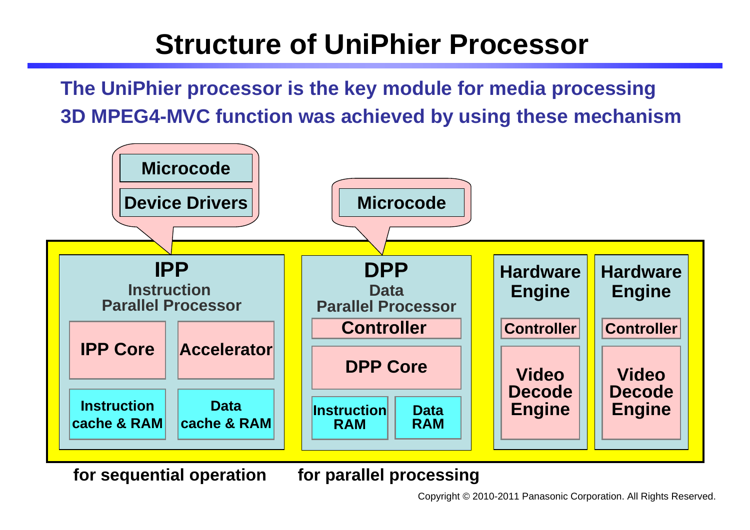# Structure of UniPhier Processor

**The UniPhier processor is the key module for media processing**
**3D MPEG4-MVC function was achieved by using these mechanism**

- Microcode
- Device Drivers

- Microcode

**IPP**
Instruction Parallel Processor
- IPP Core
- Accelerator
- Instruction cache & RAM
- Data cache & RAM

**DPP**
Data Parallel Processor
- Controller
- DPP Core
- Instruction RAM
- Data RAM

**Hardware Engine**
- Controller
- Video Decode Engine

**Hardware Engine**
- Controller
- Video Decode Engine

**for sequential operation** **for parallel processing**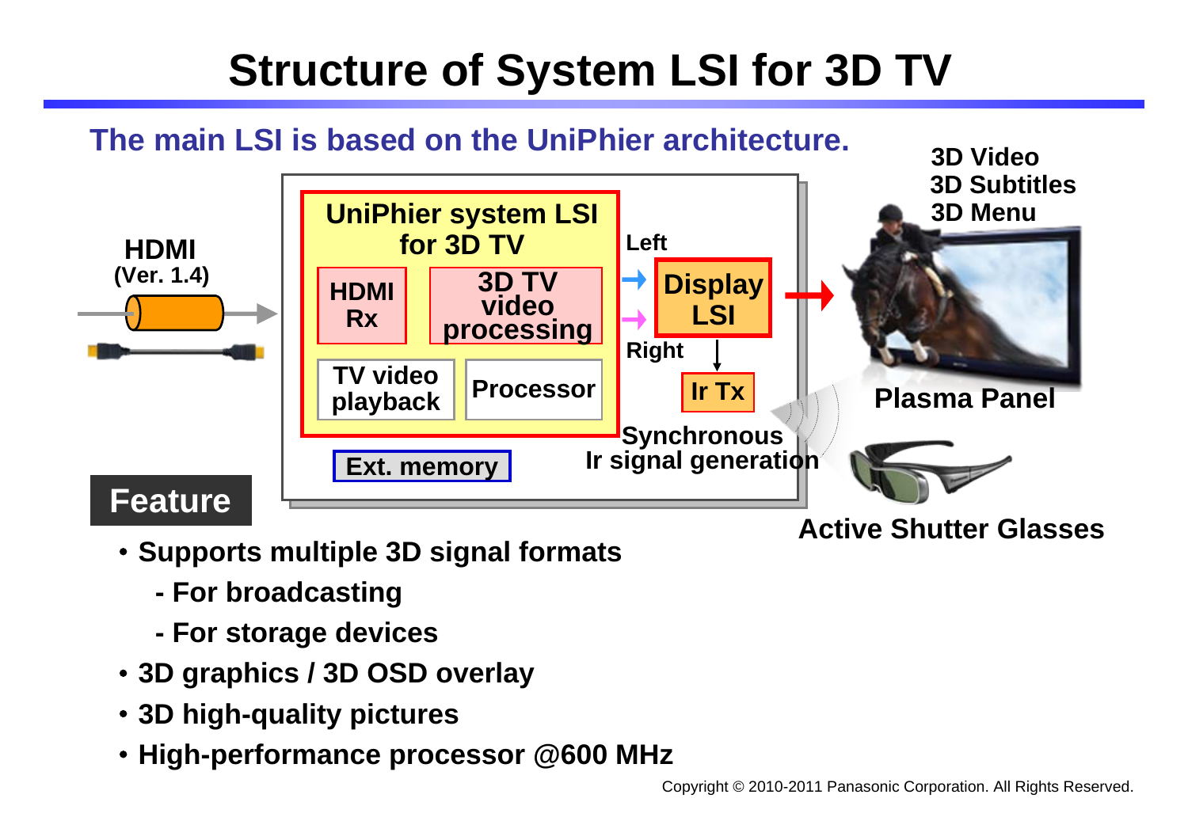# Structure of System LSI for 3D TV

**The main LSI is based on the UniPhier architecture.**

HDMI (Ver. 1.4)

UniPhier system LSI for 3D TV

HDMI Rx | 3D TV video processing | TV video playback | Processor

Ext. memory

Left / Right → Display LSI → Ir Tx

Synchronous Ir signal generation

3D Video
3D Subtitles
3D Menu

Plasma Panel

Active Shutter Glasses

## Feature

- **Supports multiple 3D signal formats**
  - **- For broadcasting**
  - **- For storage devices**
- **3D graphics / 3D OSD overlay**
- **3D high-quality pictures**
- **High-performance processor @600 MHz**

Copyright © 2010-2011 Panasonic Corporation. All Rights Reserved.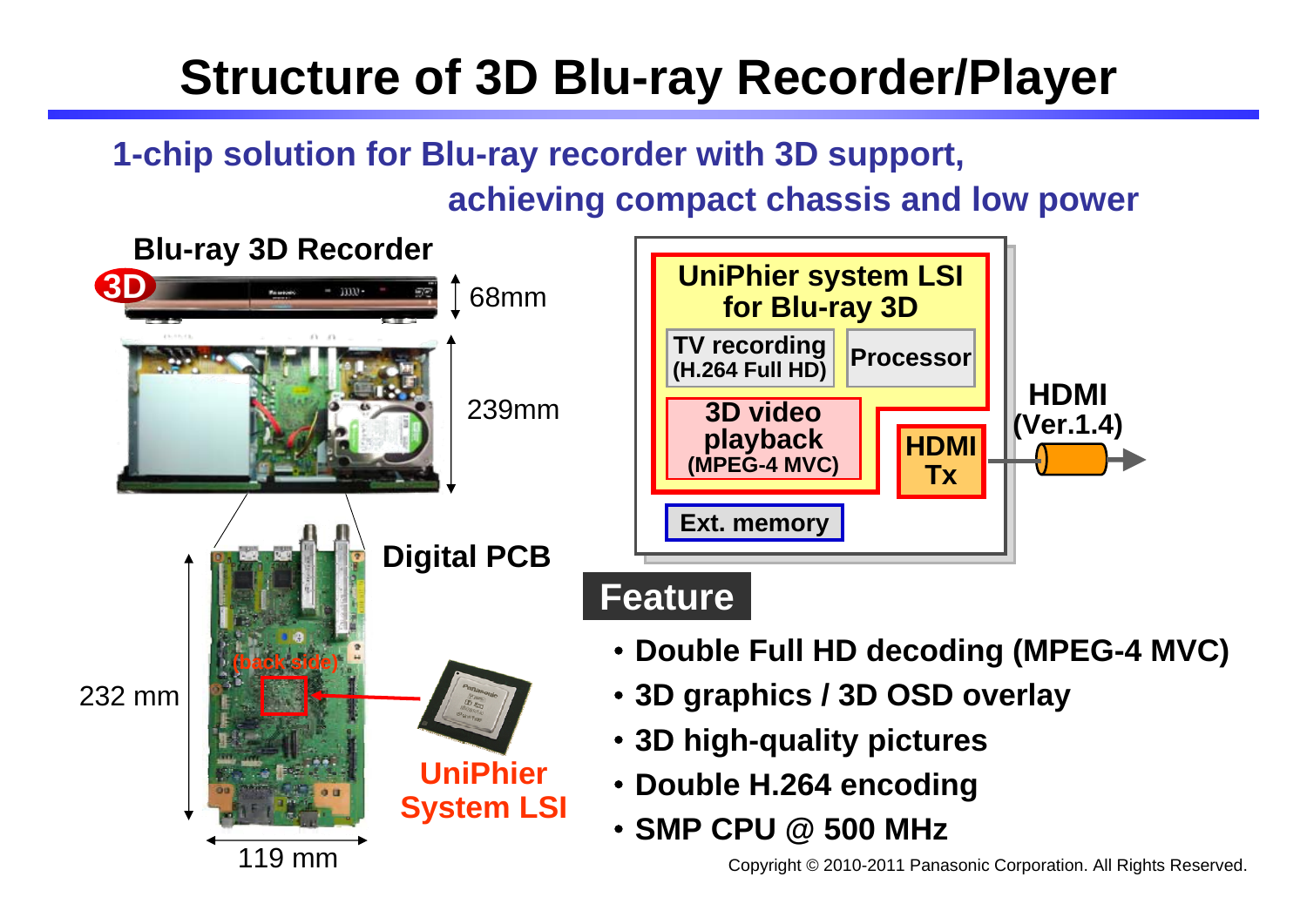# Structure of 3D Blu-ray Recorder/Player

**1-chip solution for Blu-ray recorder with 3D support, achieving compact chassis and low power**

**Blu-ray 3D Recorder**

3D

68mm

239mm

**Digital PCB**

(back side)

232 mm

119 mm

**UniPhier System LSI**

**UniPhier system LSI for Blu-ray 3D**

- TV recording (H.264 Full HD)
- Processor
- 3D video playback (MPEG-4 MVC)
- HDMI Tx
- Ext. memory

**HDMI (Ver.1.4)**

## Feature

- Double Full HD decoding (MPEG-4 MVC)
- 3D graphics / 3D OSD overlay
- 3D high-quality pictures
- Double H.264 encoding
- SMP CPU @ 500 MHz

Copyright © 2010-2011 Panasonic Corporation. All Rights Reserved.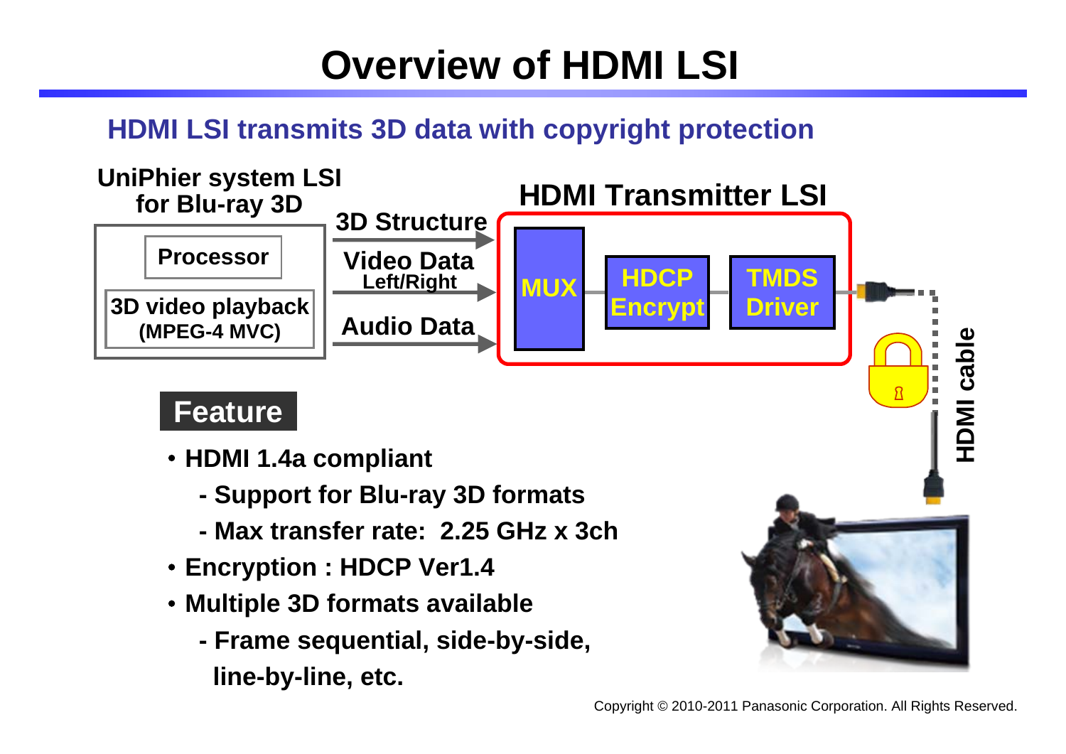# Overview of HDMI LSI

## HDMI LSI transmits 3D data with copyright protection

**UniPhier system LSI for Blu-ray 3D**

- Processor
- 3D video playback (MPEG-4 MVC)

**3D Structure**

**Video Data** Left/Right

**Audio Data**

**HDMI Transmitter LSI**

MUX → HDCP Encrypt → TMDS Driver

HDMI cable

### Feature

- **HDMI 1.4a compliant**
  - **- Support for Blu-ray 3D formats**
  - **- Max transfer rate: 2.25 GHz x 3ch**
- **Encryption : HDCP Ver1.4**
- **Multiple 3D formats available**
  - **- Frame sequential, side-by-side, line-by-line, etc.**

Copyright © 2010-2011 Panasonic Corporation. All Rights Reserved.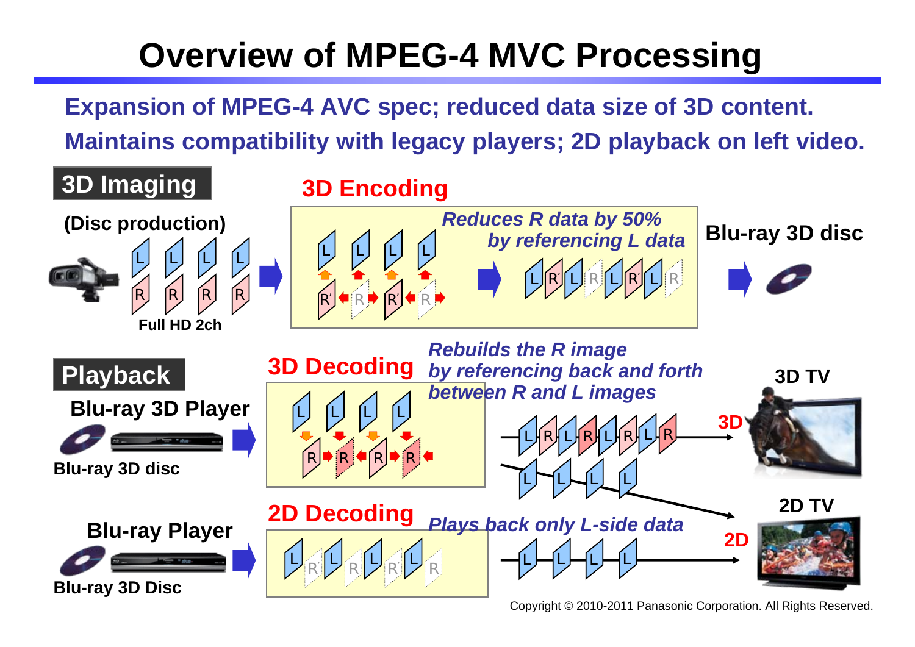# Overview of MPEG-4 MVC Processing

**Expansion of MPEG-4 AVC spec; reduced data size of 3D content.**
**Maintains compatibility with legacy players; 2D playback on left video.**

## 3D Imaging

**(Disc production)**

**Full HD 2ch**

## 3D Encoding

*Reduces R data by 50% by referencing L data*

**Blu-ray 3D disc**

## Playback

**Blu-ray 3D Player**

**Blu-ray 3D disc**

## 3D Decoding

*Rebuilds the R image by referencing back and forth between R and L images*

**3D TV**

**3D**

**Blu-ray Player**

**Blu-ray 3D Disc**

## 2D Decoding

*Plays back only L-side data*

**2D TV**

**2D**

Copyright © 2010-2011 Panasonic Corporation. All Rights Reserved.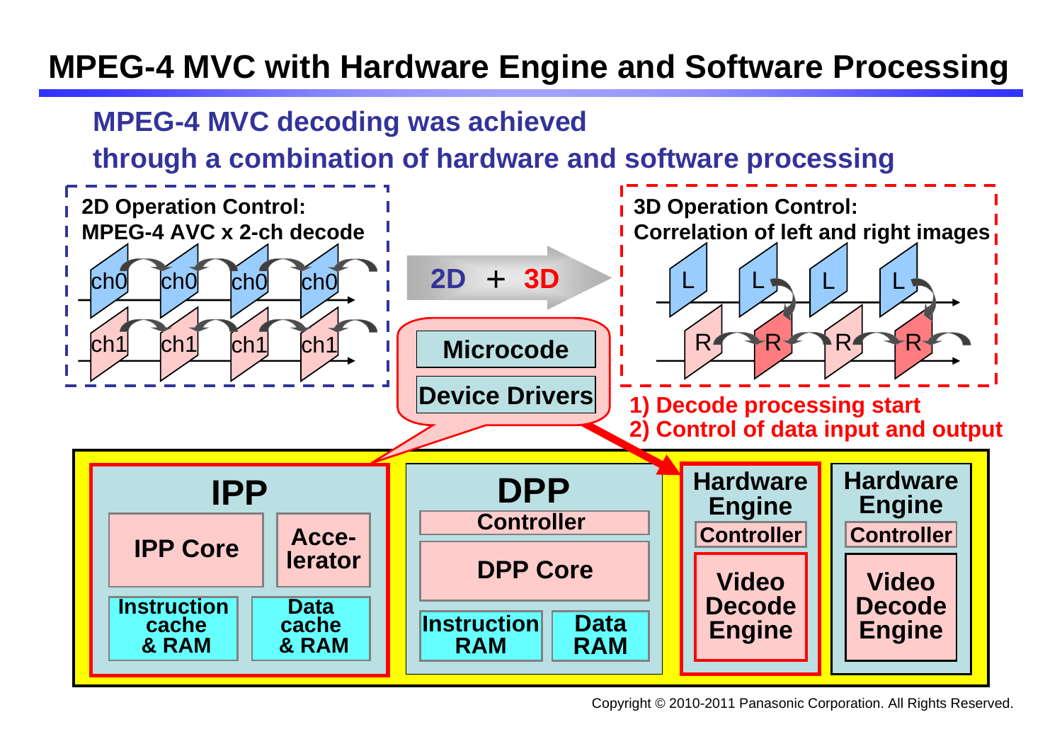# MPEG-4 MVC with Hardware Engine and Software Processing

**MPEG-4 MVC decoding was achieved through a combination of hardware and software processing**

**2D Operation Control: MPEG-4 AVC x 2-ch decode**

ch0 ch0 ch0 ch0

ch1 ch1 ch1 ch1

**2D + 3D**

**3D Operation Control: Correlation of left and right images**

L L L L

R R R R

**Microcode**

**Device Drivers**

1) Decode processing start
2) Control of data input and output

**IPP**
- IPP Core
- Accelerator
- Instruction cache & RAM
- Data cache & RAM

**DPP**
- Controller
- DPP Core
- Instruction RAM
- Data RAM

**Hardware Engine**
- Controller
- Video Decode Engine

**Hardware Engine**
- Controller
- Video Decode Engine

Copyright © 2010-2011 Panasonic Corporation. All Rights Reserved.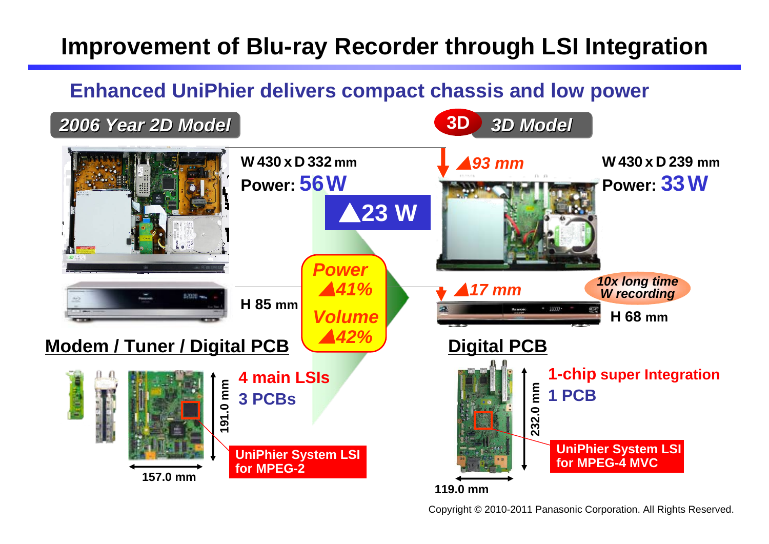# Improvement of Blu-ray Recorder through LSI Integration

## Enhanced UniPhier delivers compact chassis and low power

**2006 Year 2D Model**

W 430 x D 332 mm
Power: 56 W

H 85 mm

**Modem / Tuner / Digital PCB**

4 main LSIs
3 PCBs

191.0 mm
157.0 mm

UniPhier System LSI for MPEG-2

▲23 W

Power ▲41%
Volume ▲42%

**3D Model**

▲93 mm

W 430 x D 239 mm
Power: 33 W

▲17 mm

10x long time W recording

H 68 mm

**Digital PCB**

1-chip super Integration
1 PCB

232.0 mm
119.0 mm

UniPhier System LSI for MPEG-4 MVC

Copyright © 2010-2011 Panasonic Corporation. All Rights Reserved.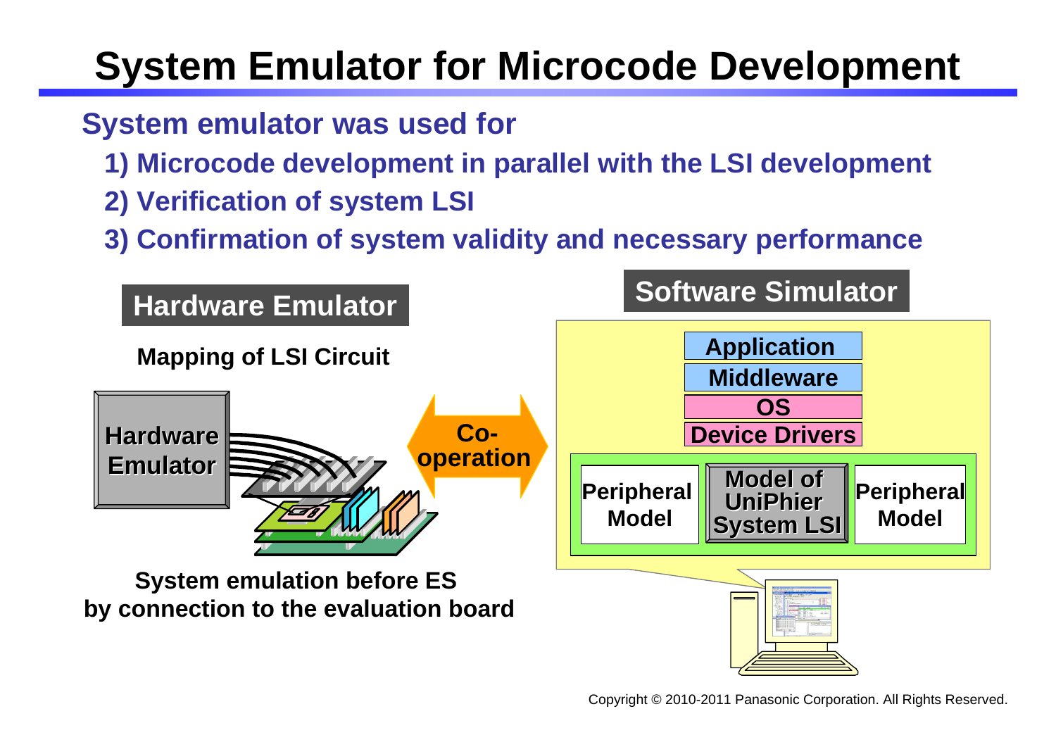# System Emulator for Microcode Development

**System emulator was used for**

1) Microcode development in parallel with the LSI development
2) Verification of system LSI
3) Confirmation of system validity and necessary performance

**Hardware Emulator**

Mapping of LSI Circuit

Hardware Emulator

Co-operation

System emulation before ES by connection to the evaluation board

**Software Simulator**

Application

Middleware

OS

Device Drivers

Peripheral Model | Model of UniPhier System LSI | Peripheral Model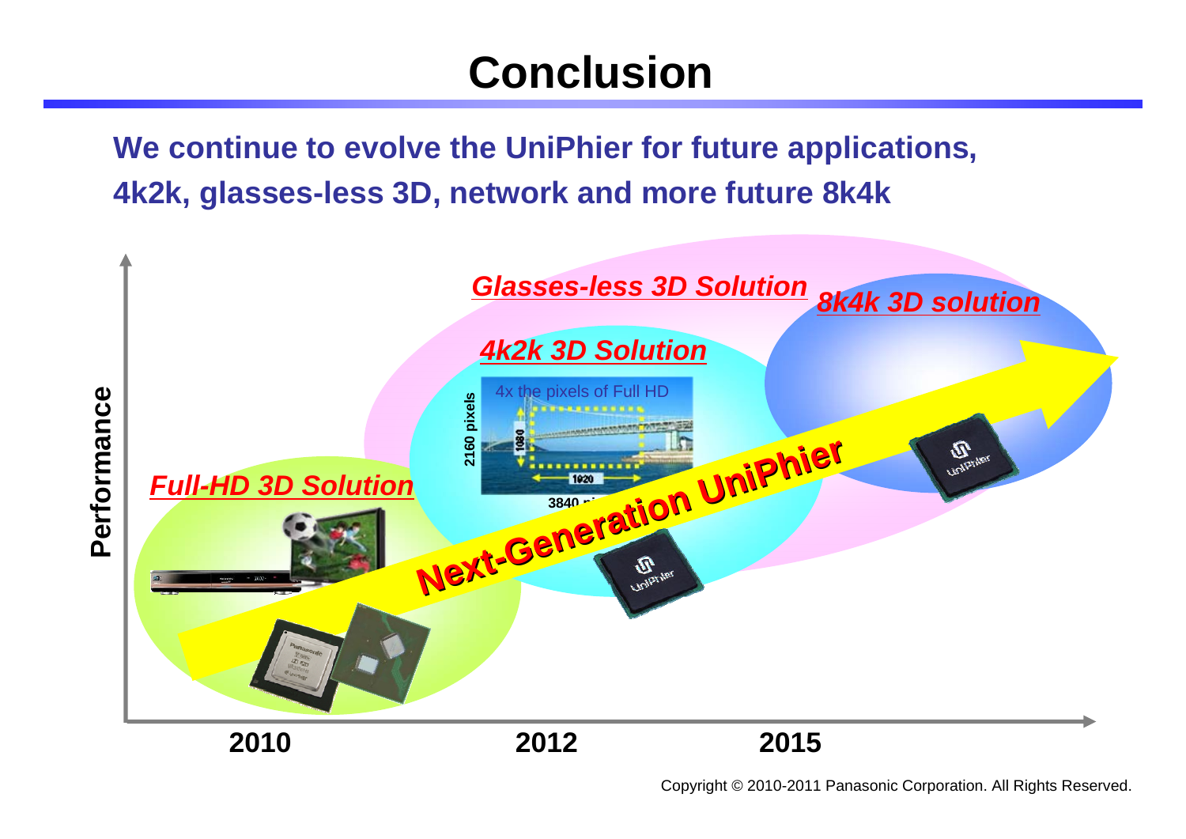# Conclusion

**We continue to evolve the UniPhier for future applications, 4k2k, glasses-less 3D, network and more future 8k4k**

*Glasses-less 3D Solution*

*8k4k 3D solution*

*4k2k 3D Solution*

4x the pixels of Full HD

2160 pixels

1080

1920

3840 pixels

*Full-HD 3D Solution*

**Next-Generation UniPhier**

Performance

2010 2012 2015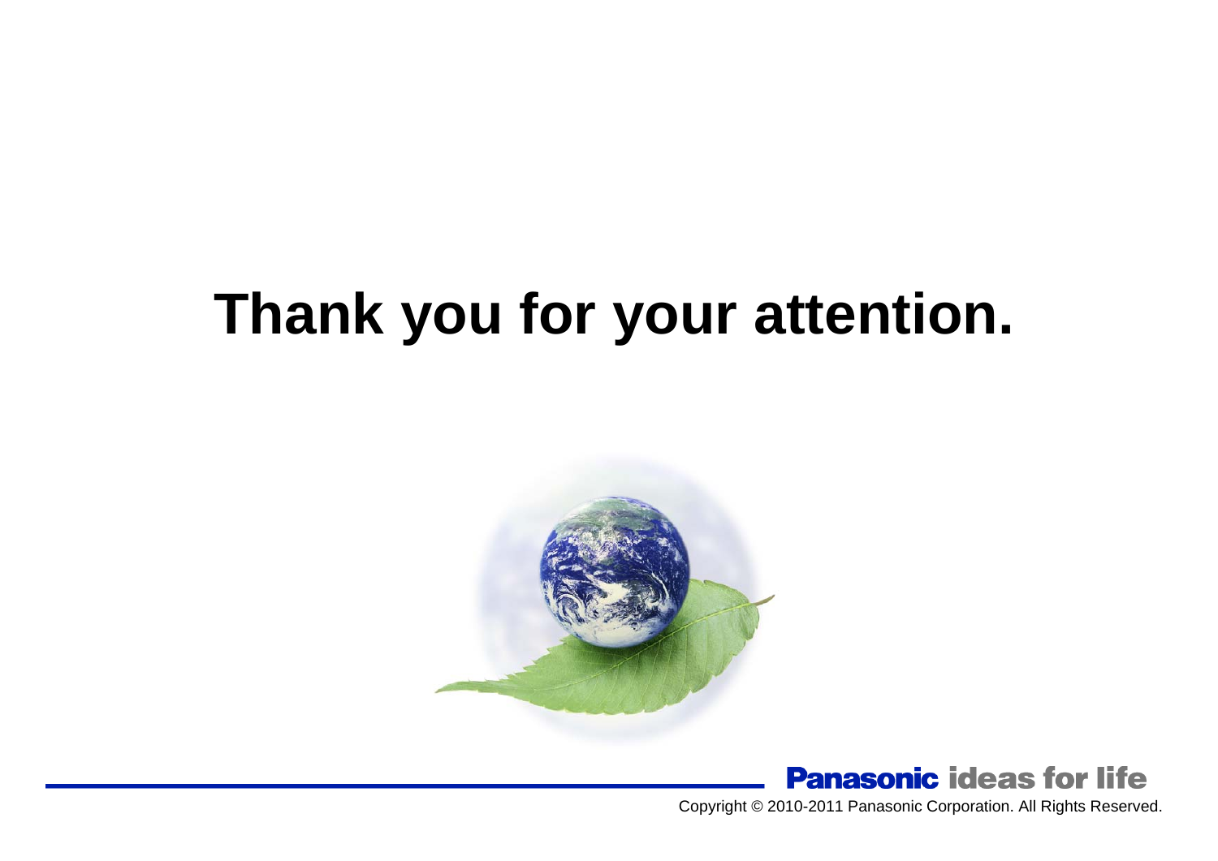# Thank you for your attention.

Panasonic ideas for life

Copyright © 2010-2011 Panasonic Corporation. All Rights Reserved.